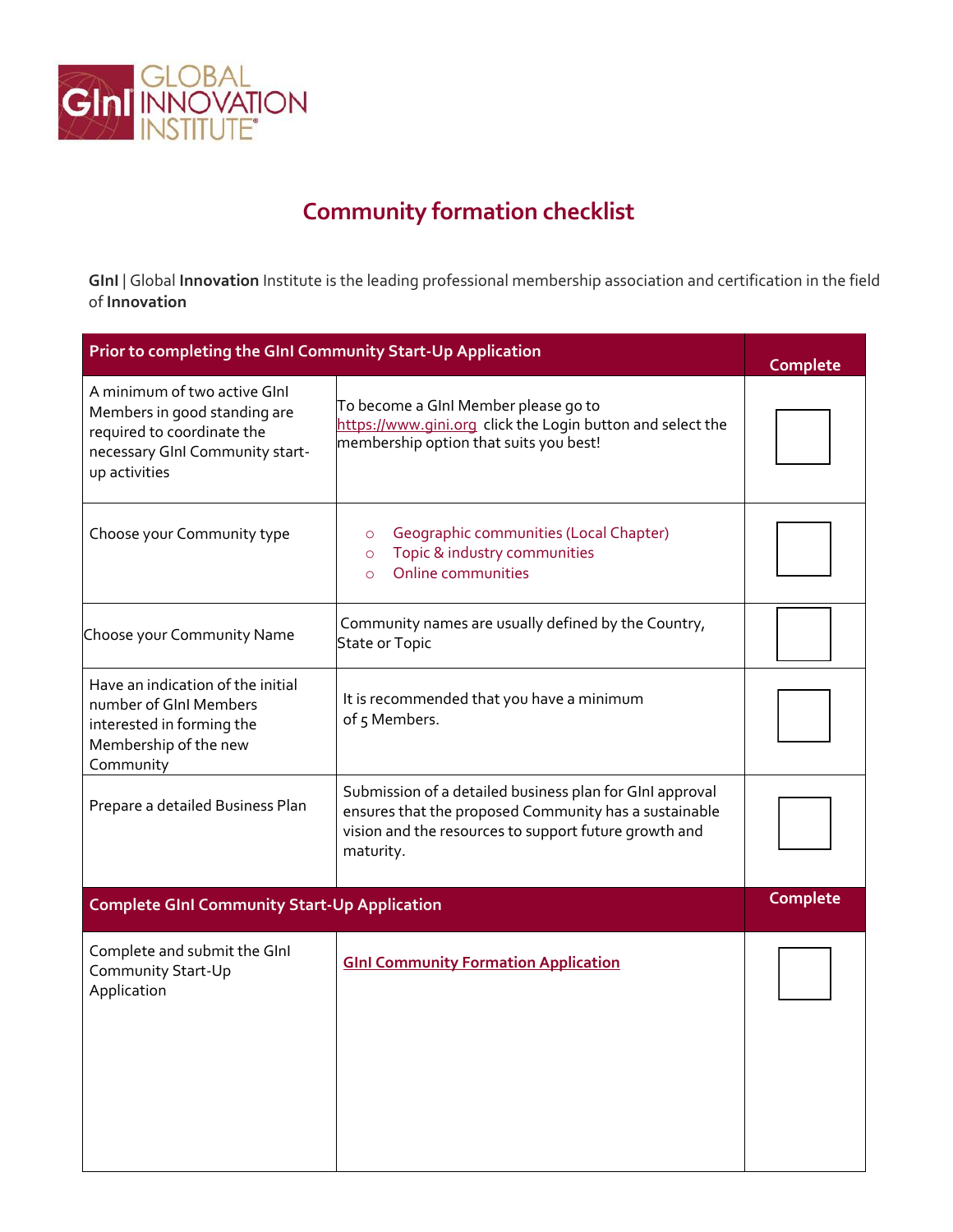GLOBAL INNOVATION INSTITUTE

# Community formation checklist

**GInI** | Global **Innovation** Institute is the leading professional membership association and certification in the field of **Innovation**

| Prior to completing the GInI Community Start-Up Application | | Complete |
|---|---|---|
| A minimum of two active GInI Members in good standing are required to coordinate the necessary GInI Community start-up activities | To become a GInI Member please go to https://www.gini.org click the Login button and select the membership option that suits you best! | ☐ |
| Choose your Community type | ○ Geographic communities (Local Chapter)<br>○ Topic & industry communities<br>○ Online communities | ☐ |
| Choose your Community Name | Community names are usually defined by the Country, State or Topic | ☐ |
| Have an indication of the initial number of GInI Members interested in forming the Membership of the new Community | It is recommended that you have a minimum of 5 Members. | ☐ |
| Prepare a detailed Business Plan | Submission of a detailed business plan for GInI approval ensures that the proposed Community has a sustainable vision and the resources to support future growth and maturity. | ☐ |
| **Complete GInI Community Start-Up Application** | | **Complete** |
| Complete and submit the GInI Community Start-Up Application | **GInI Community Formation Application** | ☐ |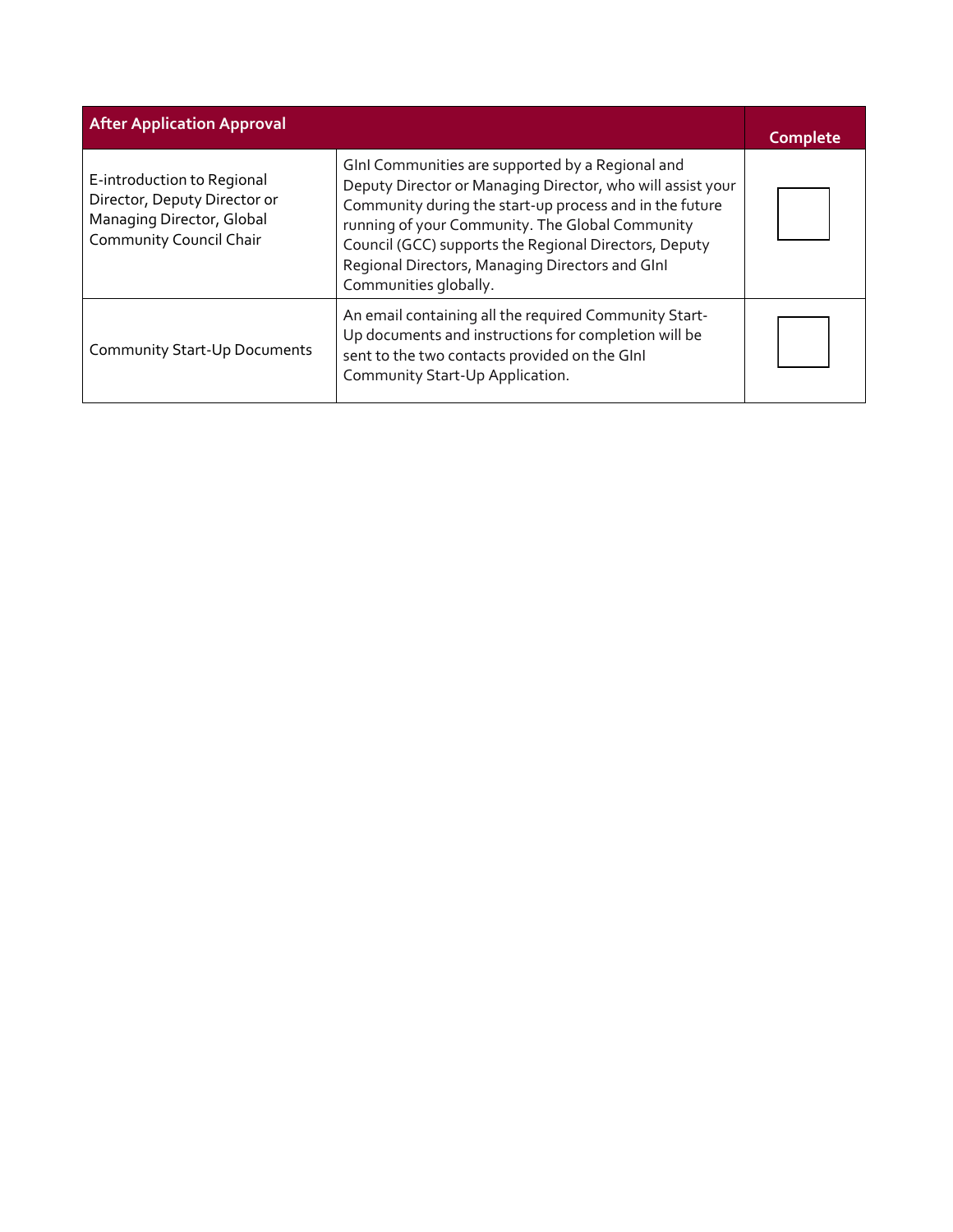| After Application Approval | | Complete |
| --- | --- | --- |
| E-introduction to Regional Director, Deputy Director or Managing Director, Global Community Council Chair | GInI Communities are supported by a Regional and Deputy Director or Managing Director, who will assist your Community during the start-up process and in the future running of your Community. The Global Community Council (GCC) supports the Regional Directors, Deputy Regional Directors, Managing Directors and GInI Communities globally. | ☐ |
| Community Start-Up Documents | An email containing all the required Community Start-Up documents and instructions for completion will be sent to the two contacts provided on the GInI Community Start-Up Application. | ☐ |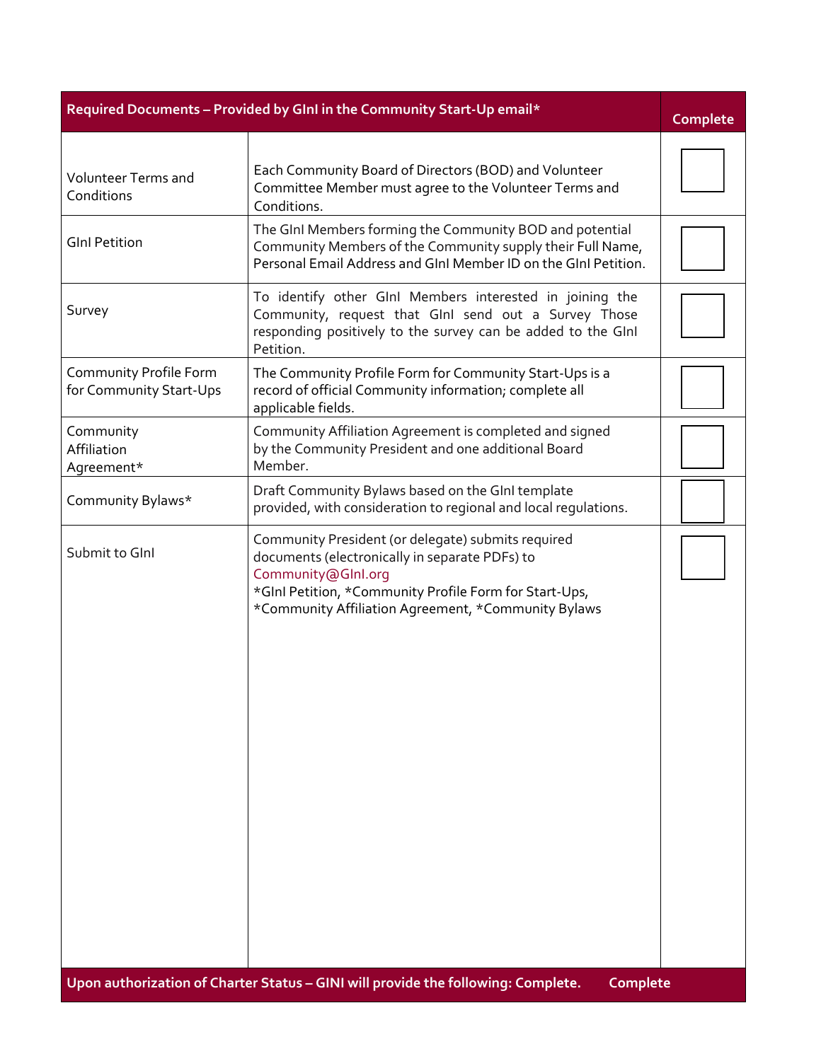| Required Documents – Provided by GInI in the Community Start-Up email* | | Complete |
|---|---|---|
| Volunteer Terms and Conditions | Each Community Board of Directors (BOD) and Volunteer Committee Member must agree to the Volunteer Terms and Conditions. | ☐ |
| GInI Petition | The GInI Members forming the Community BOD and potential Community Members of the Community supply their Full Name, Personal Email Address and GInI Member ID on the GInI Petition. | ☐ |
| Survey | To identify other GInI Members interested in joining the Community, request that GInI send out a Survey Those responding positively to the survey can be added to the GInI Petition. | ☐ |
| Community Profile Form for Community Start-Ups | The Community Profile Form for Community Start-Ups is a record of official Community information; complete all applicable fields. | ☐ |
| Community Affiliation Agreement* | Community Affiliation Agreement is completed and signed by the Community President and one additional Board Member. | ☐ |
| Community Bylaws* | Draft Community Bylaws based on the GInI template provided, with consideration to regional and local regulations. | ☐ |
| Submit to GInI | Community President (or delegate) submits required documents (electronically in separate PDFs) to Community@GInI.org<br>*GInI Petition, *Community Profile Form for Start-Ups, *Community Affiliation Agreement, *Community Bylaws | ☐ |

| Upon authorization of Charter Status – GINI will provide the following: Complete. | Complete |
|---|---|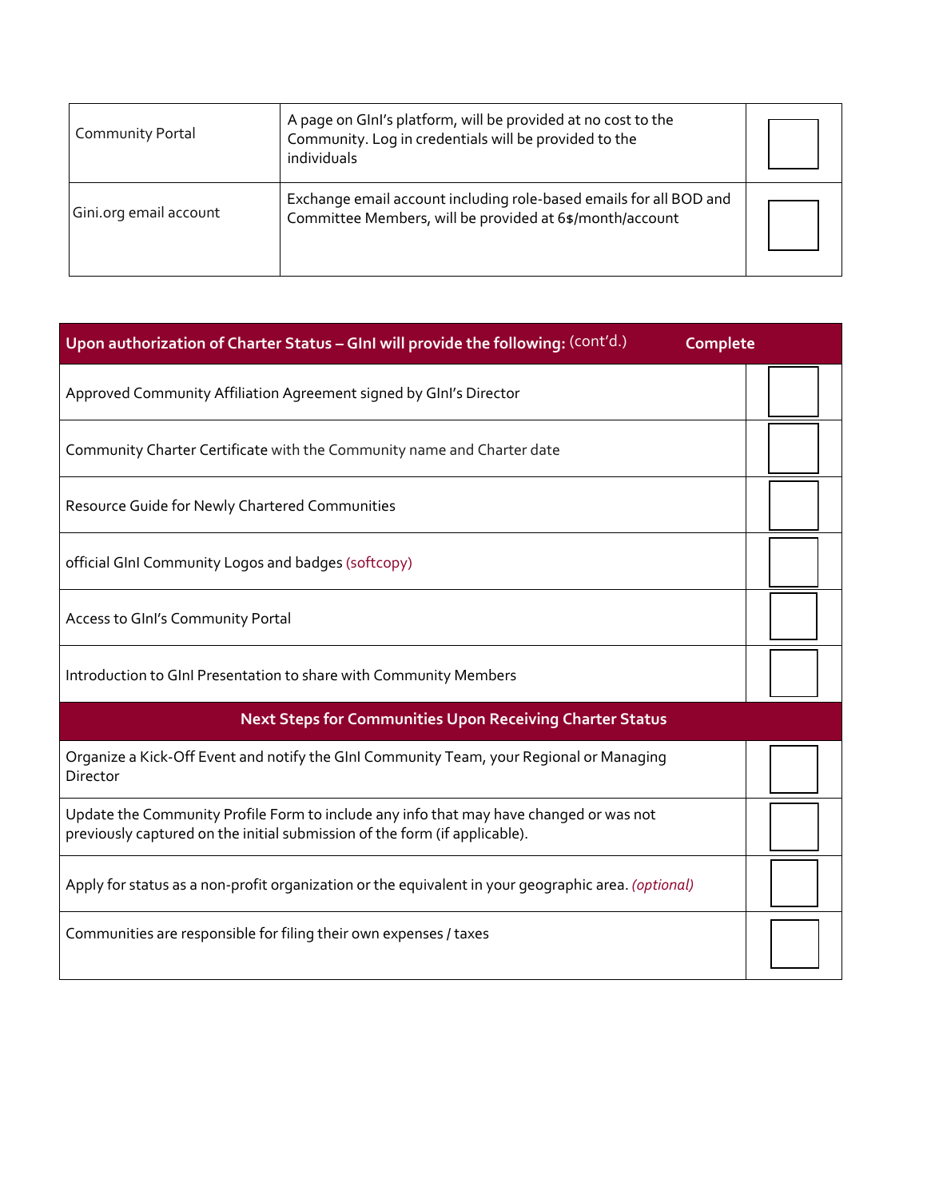| | | |
|---|---|---|
| Community Portal | A page on GInI's platform, will be provided at no cost to the Community. Log in credentials will be provided to the individuals | |
| Gini.org email account | Exchange email account including role-based emails for all BOD and Committee Members, will be provided at 6$/month/account | |

| **Upon authorization of Charter Status – GInI will provide the following:** (cont'd.) | **Complete** |
|---|---|
| Approved Community Affiliation Agreement signed by GInI's Director | |
| Community Charter Certificate with the Community name and Charter date | |
| Resource Guide for Newly Chartered Communities | |
| official GInI Community Logos and badges (softcopy) | |
| Access to GInI's Community Portal | |
| Introduction to GInI Presentation to share with Community Members | |
| **Next Steps for Communities Upon Receiving Charter Status** | |
| Organize a Kick-Off Event and notify the GInI Community Team, your Regional or Managing Director | |
| Update the Community Profile Form to include any info that may have changed or was not previously captured on the initial submission of the form (if applicable). | |
| Apply for status as a non-profit organization or the equivalent in your geographic area. *(optional)* | |
| Communities are responsible for filing their own expenses / taxes | |